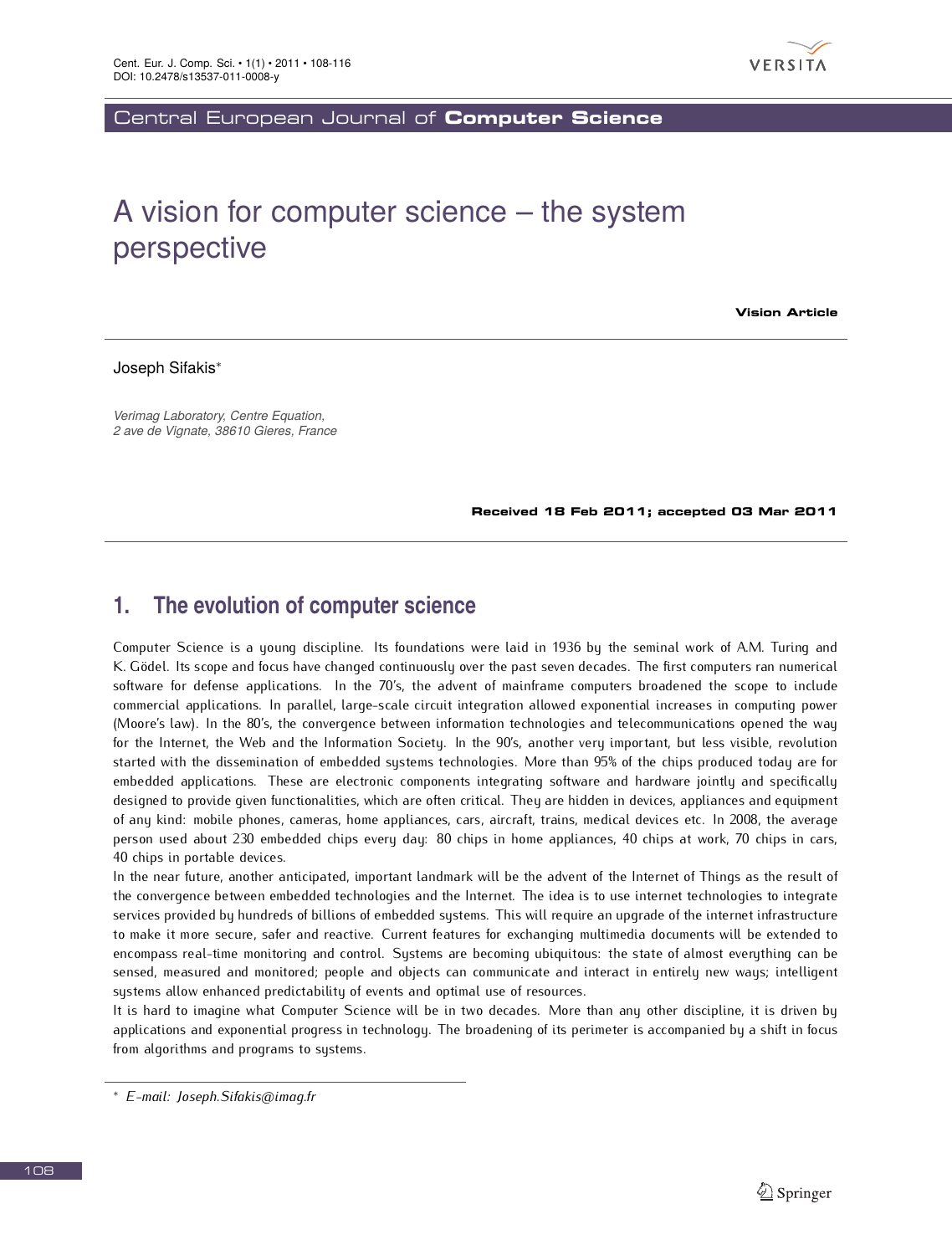# A vision for computer science – the system perspective

**Vision Article**

Joseph Sifakis*

*Verimag Laboratory, Centre Equation, 2 ave de Vignate, 38610 Gieres, France*

**Received 18 Feb 2011; accepted 03 Mar 2011**

## 1. The evolution of computer science

Computer Science is a young discipline. Its foundations were laid in 1936 by the seminal work of A.M. Turing and K. Gödel. Its scope and focus have changed continuously over the past seven decades. The first computers ran numerical software for defense applications. In the 70's, the advent of mainframe computers broadened the scope to include commercial applications. In parallel, large-scale circuit integration allowed exponential increases in computing power (Moore's law). In the 80's, the convergence between information technologies and telecommunications opened the way for the Internet, the Web and the Information Society. In the 90's, another very important, but less visible, revolution started with the dissemination of embedded systems technologies. More than 95% of the chips produced today are for embedded applications. These are electronic components integrating software and hardware jointly and specifically designed to provide given functionalities, which are often critical. They are hidden in devices, appliances and equipment of any kind: mobile phones, cameras, home appliances, cars, aircraft, trains, medical devices etc. In 2008, the average person used about 230 embedded chips every day: 80 chips in home appliances, 40 chips at work, 70 chips in cars, 40 chips in portable devices.

In the near future, another anticipated, important landmark will be the advent of the Internet of Things as the result of the convergence between embedded technologies and the Internet. The idea is to use internet technologies to integrate services provided by hundreds of billions of embedded systems. This will require an upgrade of the internet infrastructure to make it more secure, safer and reactive. Current features for exchanging multimedia documents will be extended to encompass real-time monitoring and control. Systems are becoming ubiquitous: the state of almost everything can be sensed, measured and monitored; people and objects can communicate and interact in entirely new ways; intelligent systems allow enhanced predictability of events and optimal use of resources.

It is hard to imagine what Computer Science will be in two decades. More than any other discipline, it is driven by applications and exponential progress in technology. The broadening of its perimeter is accompanied by a shift in focus from algorithms and programs to systems.

---

* *E-mail: Joseph.Sifakis@imag.fr*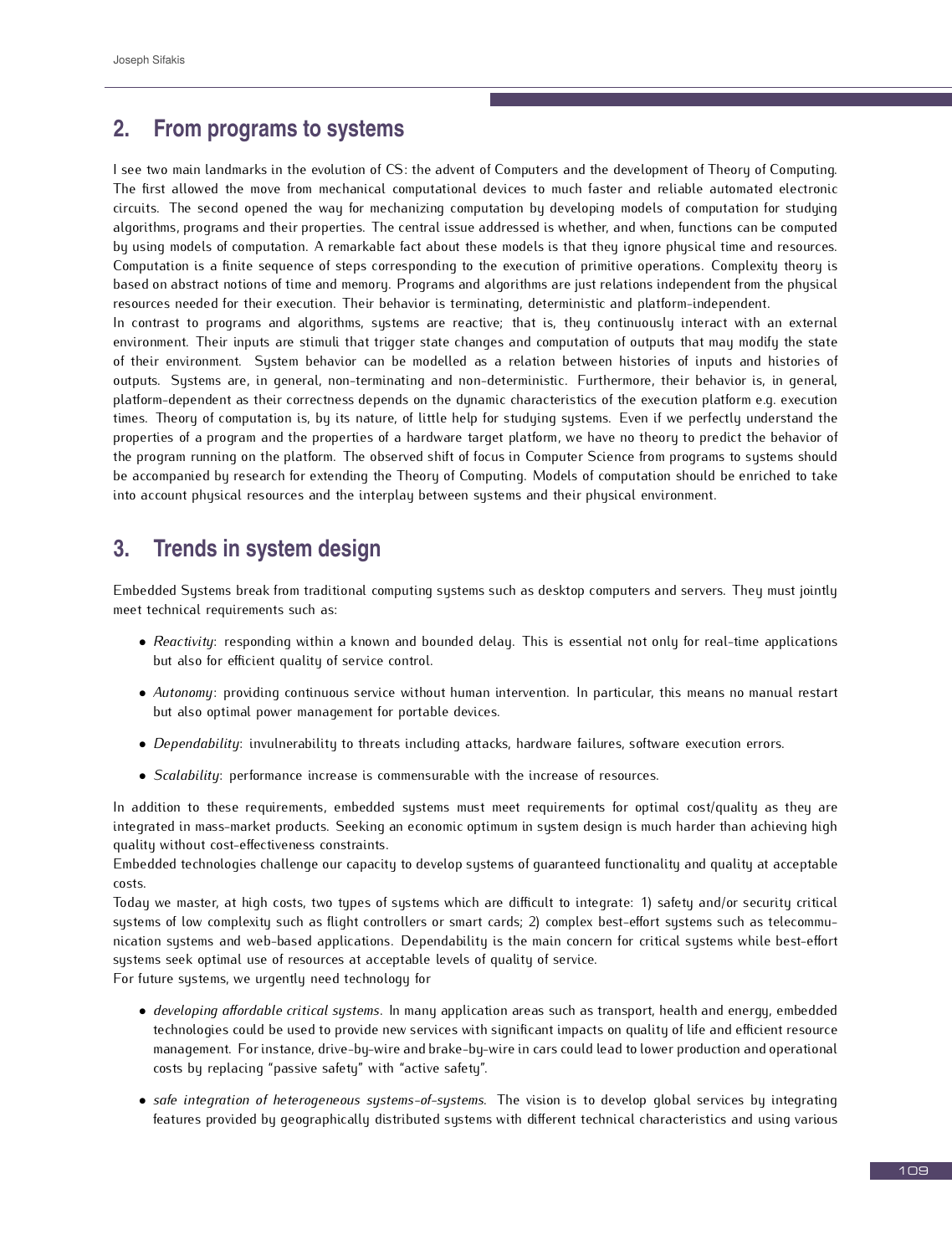## 2. From programs to systems

I see two main landmarks in the evolution of CS: the advent of Computers and the development of Theory of Computing. The first allowed the move from mechanical computational devices to much faster and reliable automated electronic circuits. The second opened the way for mechanizing computation by developing models of computation for studying algorithms, programs and their properties. The central issue addressed is whether, and when, functions can be computed by using models of computation. A remarkable fact about these models is that they ignore physical time and resources. Computation is a finite sequence of steps corresponding to the execution of primitive operations. Complexity theory is based on abstract notions of time and memory. Programs and algorithms are just relations independent from the physical resources needed for their execution. Their behavior is terminating, deterministic and platform-independent.

In contrast to programs and algorithms, systems are reactive; that is, they continuously interact with an external environment. Their inputs are stimuli that trigger state changes and computation of outputs that may modify the state of their environment. System behavior can be modelled as a relation between histories of inputs and histories of outputs. Systems are, in general, non-terminating and non-deterministic. Furthermore, their behavior is, in general, platform-dependent as their correctness depends on the dynamic characteristics of the execution platform e.g. execution times. Theory of computation is, by its nature, of little help for studying systems. Even if we perfectly understand the properties of a program and the properties of a hardware target platform, we have no theory to predict the behavior of the program running on the platform. The observed shift of focus in Computer Science from programs to systems should be accompanied by research for extending the Theory of Computing. Models of computation should be enriched to take into account physical resources and the interplay between systems and their physical environment.

## 3. Trends in system design

Embedded Systems break from traditional computing systems such as desktop computers and servers. They must jointly meet technical requirements such as:

- *Reactivity*: responding within a known and bounded delay. This is essential not only for real-time applications but also for efficient quality of service control.
- *Autonomy*: providing continuous service without human intervention. In particular, this means no manual restart but also optimal power management for portable devices.
- *Dependability*: invulnerability to threats including attacks, hardware failures, software execution errors.
- *Scalability*: performance increase is commensurable with the increase of resources.

In addition to these requirements, embedded systems must meet requirements for optimal cost/quality as they are integrated in mass-market products. Seeking an economic optimum in system design is much harder than achieving high quality without cost-effectiveness constraints.

Embedded technologies challenge our capacity to develop systems of guaranteed functionality and quality at acceptable costs.

Today we master, at high costs, two types of systems which are difficult to integrate: 1) safety and/or security critical systems of low complexity such as flight controllers or smart cards; 2) complex best-effort systems such as telecommunication systems and web-based applications. Dependability is the main concern for critical systems while best-effort systems seek optimal use of resources at acceptable levels of quality of service.

For future systems, we urgently need technology for

- *developing affordable critical systems.* In many application areas such as transport, health and energy, embedded technologies could be used to provide new services with significant impacts on quality of life and efficient resource management. For instance, drive-by-wire and brake-by-wire in cars could lead to lower production and operational costs by replacing "passive safety" with "active safety".
- *safe integration of heterogeneous systems-of-systems.* The vision is to develop global services by integrating features provided by geographically distributed systems with different technical characteristics and using various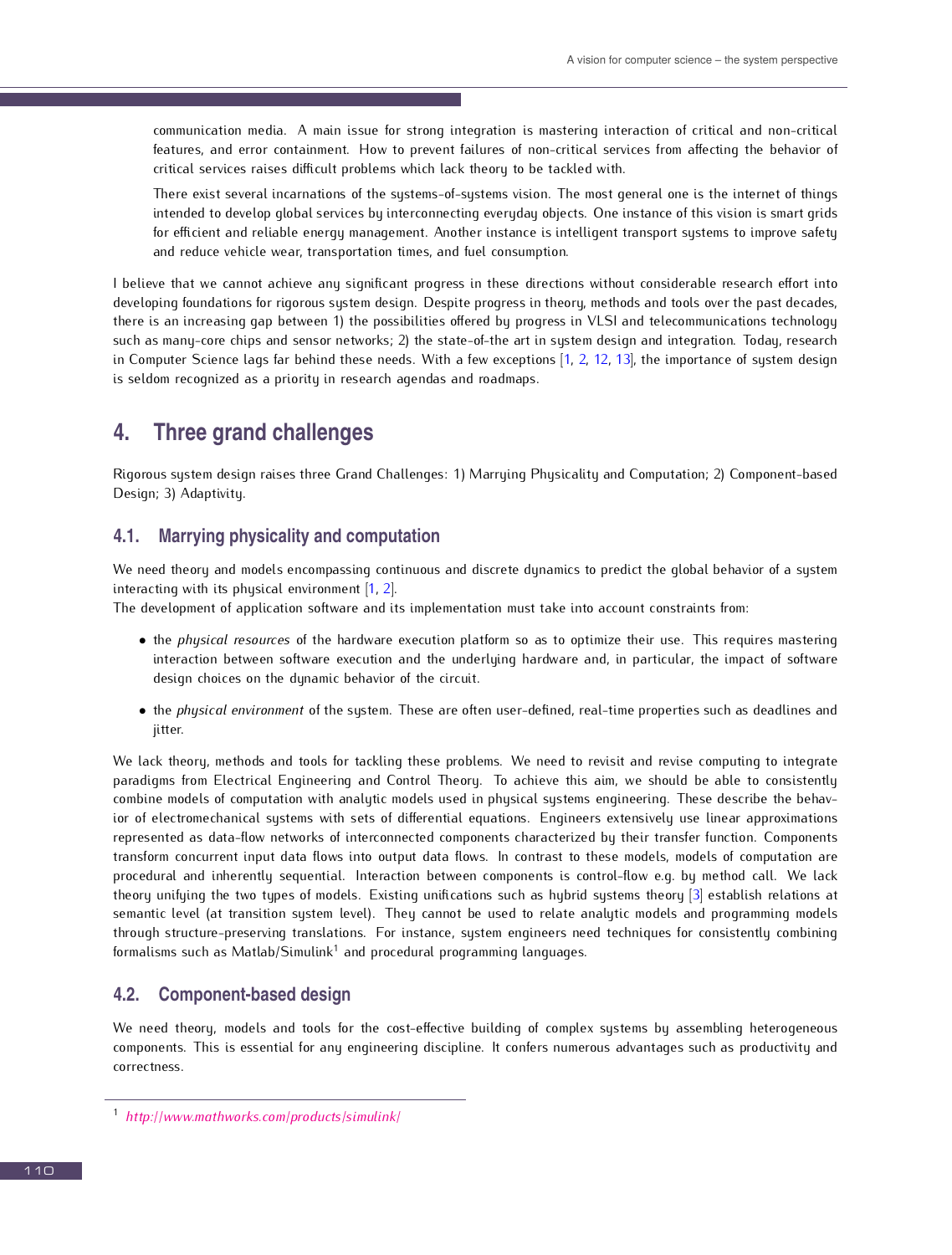communication media. A main issue for strong integration is mastering interaction of critical and non-critical features, and error containment. How to prevent failures of non-critical services from affecting the behavior of critical services raises difficult problems which lack theory to be tackled with.

There exist several incarnations of the systems-of-systems vision. The most general one is the internet of things intended to develop global services by interconnecting everyday objects. One instance of this vision is smart grids for efficient and reliable energy management. Another instance is intelligent transport systems to improve safety and reduce vehicle wear, transportation times, and fuel consumption.

I believe that we cannot achieve any significant progress in these directions without considerable research effort into developing foundations for rigorous system design. Despite progress in theory, methods and tools over the past decades, there is an increasing gap between 1) the possibilities offered by progress in VLSI and telecommunications technology such as many-core chips and sensor networks; 2) the state-of-the art in system design and integration. Today, research in Computer Science lags far behind these needs. With a few exceptions [1, 2, 12, 13], the importance of system design is seldom recognized as a priority in research agendas and roadmaps.

## 4. Three grand challenges

Rigorous system design raises three Grand Challenges: 1) Marrying Physicality and Computation; 2) Component-based Design; 3) Adaptivity.

### 4.1. Marrying physicality and computation

We need theory and models encompassing continuous and discrete dynamics to predict the global behavior of a system interacting with its physical environment [1, 2].
The development of application software and its implementation must take into account constraints from:

- the *physical resources* of the hardware execution platform so as to optimize their use. This requires mastering interaction between software execution and the underlying hardware and, in particular, the impact of software design choices on the dynamic behavior of the circuit.
- the *physical environment* of the system. These are often user-defined, real-time properties such as deadlines and jitter.

We lack theory, methods and tools for tackling these problems. We need to revisit and revise computing to integrate paradigms from Electrical Engineering and Control Theory. To achieve this aim, we should be able to consistently combine models of computation with analytic models used in physical systems engineering. These describe the behavior of electromechanical systems with sets of differential equations. Engineers extensively use linear approximations represented as data-flow networks of interconnected components characterized by their transfer function. Components transform concurrent input data flows into output data flows. In contrast to these models, models of computation are procedural and inherently sequential. Interaction between components is control-flow e.g. by method call. We lack theory unifying the two types of models. Existing unifications such as hybrid systems theory [3] establish relations at semantic level (at transition system level). They cannot be used to relate analytic models and programming models through structure-preserving translations. For instance, system engineers need techniques for consistently combining formalisms such as Matlab/Simulink[1] and procedural programming languages.

### 4.2. Component-based design

We need theory, models and tools for the cost-effective building of complex systems by assembling heterogeneous components. This is essential for any engineering discipline. It confers numerous advantages such as productivity and correctness.

---

[1] *http://www.mathworks.com/products/simulink/*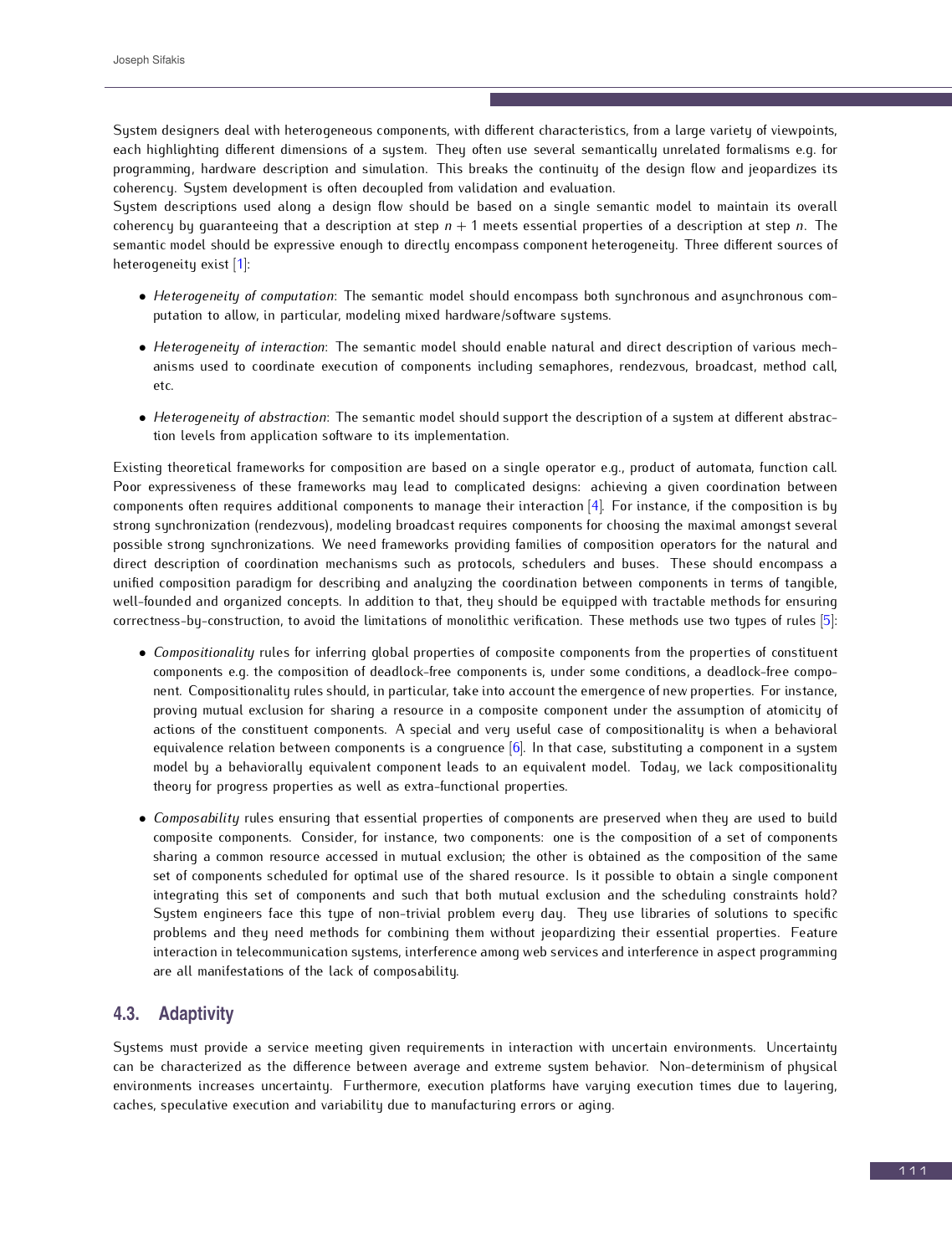System designers deal with heterogeneous components, with different characteristics, from a large variety of viewpoints, each highlighting different dimensions of a system. They often use several semantically unrelated formalisms e.g. for programming, hardware description and simulation. This breaks the continuity of the design flow and jeopardizes its coherency. System development is often decoupled from validation and evaluation.

System descriptions used along a design flow should be based on a single semantic model to maintain its overall coherency by guaranteeing that a description at step $n + 1$ meets essential properties of a description at step $n$. The semantic model should be expressive enough to directly encompass component heterogeneity. Three different sources of heterogeneity exist [1]:

- *Heterogeneity of computation*: The semantic model should encompass both synchronous and asynchronous computation to allow, in particular, modeling mixed hardware/software systems.
- *Heterogeneity of interaction*: The semantic model should enable natural and direct description of various mechanisms used to coordinate execution of components including semaphores, rendezvous, broadcast, method call, etc.
- *Heterogeneity of abstraction*: The semantic model should support the description of a system at different abstraction levels from application software to its implementation.

Existing theoretical frameworks for composition are based on a single operator e.g., product of automata, function call. Poor expressiveness of these frameworks may lead to complicated designs: achieving a given coordination between components often requires additional components to manage their interaction [4]. For instance, if the composition is by strong synchronization (rendezvous), modeling broadcast requires components for choosing the maximal amongst several possible strong synchronizations. We need frameworks providing families of composition operators for the natural and direct description of coordination mechanisms such as protocols, schedulers and buses. These should encompass a unified composition paradigm for describing and analyzing the coordination between components in terms of tangible, well-founded and organized concepts. In addition to that, they should be equipped with tractable methods for ensuring correctness-by-construction, to avoid the limitations of monolithic verification. These methods use two types of rules [5]:

- *Compositionality* rules for inferring global properties of composite components from the properties of constituent components e.g. the composition of deadlock-free components is, under some conditions, a deadlock-free component. Compositionality rules should, in particular, take into account the emergence of new properties. For instance, proving mutual exclusion for sharing a resource in a composite component under the assumption of atomicity of actions of the constituent components. A special and very useful case of compositionality is when a behavioral equivalence relation between components is a congruence [6]. In that case, substituting a component in a system model by a behaviorally equivalent component leads to an equivalent model. Today, we lack compositionality theory for progress properties as well as extra-functional properties.
- *Composability* rules ensuring that essential properties of components are preserved when they are used to build composite components. Consider, for instance, two components: one is the composition of a set of components sharing a common resource accessed in mutual exclusion; the other is obtained as the composition of the same set of components scheduled for optimal use of the shared resource. Is it possible to obtain a single component integrating this set of components and such that both mutual exclusion and the scheduling constraints hold? System engineers face this type of non-trivial problem every day. They use libraries of solutions to specific problems and they need methods for combining them without jeopardizing their essential properties. Feature interaction in telecommunication systems, interference among web services and interference in aspect programming are all manifestations of the lack of composability.

## 4.3. Adaptivity

Systems must provide a service meeting given requirements in interaction with uncertain environments. Uncertainty can be characterized as the difference between average and extreme system behavior. Non-determinism of physical environments increases uncertainty. Furthermore, execution platforms have varying execution times due to layering, caches, speculative execution and variability due to manufacturing errors or aging.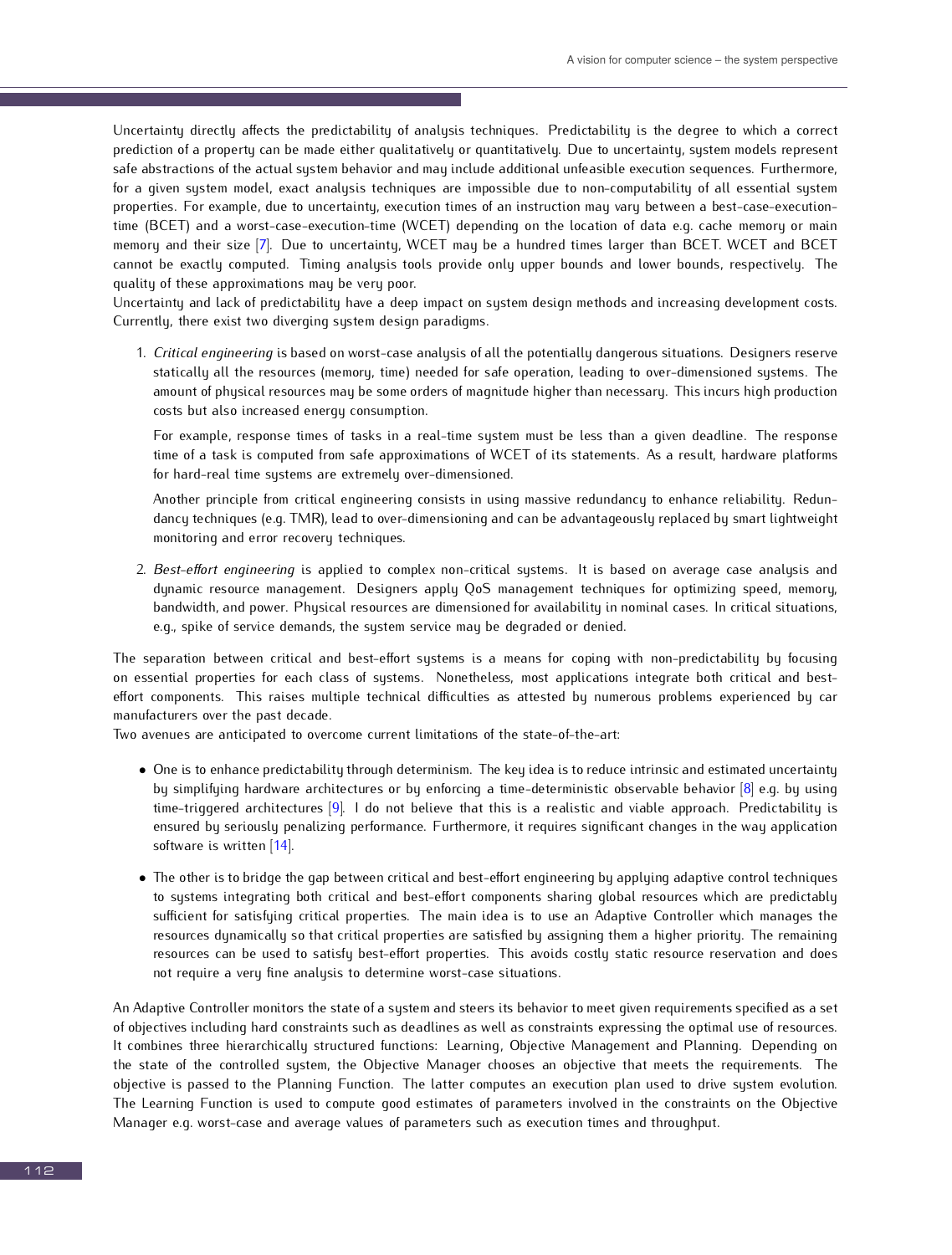Uncertainty directly affects the predictability of analysis techniques. Predictability is the degree to which a correct prediction of a property can be made either qualitatively or quantitatively. Due to uncertainty, system models represent safe abstractions of the actual system behavior and may include additional unfeasible execution sequences. Furthermore, for a given system model, exact analysis techniques are impossible due to non-computability of all essential system properties. For example, due to uncertainty, execution times of an instruction may vary between a best-case-execution-time (BCET) and a worst-case-execution-time (WCET) depending on the location of data e.g. cache memory or main memory and their size [7]. Due to uncertainty, WCET may be a hundred times larger than BCET. WCET and BCET cannot be exactly computed. Timing analysis tools provide only upper bounds and lower bounds, respectively. The quality of these approximations may be very poor.
Uncertainty and lack of predictability have a deep impact on system design methods and increasing development costs. Currently, there exist two diverging system design paradigms.

1. *Critical engineering* is based on worst-case analysis of all the potentially dangerous situations. Designers reserve statically all the resources (memory, time) needed for safe operation, leading to over-dimensioned systems. The amount of physical resources may be some orders of magnitude higher than necessary. This incurs high production costs but also increased energy consumption.

   For example, response times of tasks in a real-time system must be less than a given deadline. The response time of a task is computed from safe approximations of WCET of its statements. As a result, hardware platforms for hard-real time systems are extremely over-dimensioned.

   Another principle from critical engineering consists in using massive redundancy to enhance reliability. Redundancy techniques (e.g. TMR), lead to over-dimensioning and can be advantageously replaced by smart lightweight monitoring and error recovery techniques.

2. *Best-effort engineering* is applied to complex non-critical systems. It is based on average case analysis and dynamic resource management. Designers apply QoS management techniques for optimizing speed, memory, bandwidth, and power. Physical resources are dimensioned for availability in nominal cases. In critical situations, e.g., spike of service demands, the system service may be degraded or denied.

The separation between critical and best-effort systems is a means for coping with non-predictability by focusing on essential properties for each class of systems. Nonetheless, most applications integrate both critical and best-effort components. This raises multiple technical difficulties as attested by numerous problems experienced by car manufacturers over the past decade.
Two avenues are anticipated to overcome current limitations of the state-of-the-art:

- One is to enhance predictability through determinism. The key idea is to reduce intrinsic and estimated uncertainty by simplifying hardware architectures or by enforcing a time-deterministic observable behavior [8] e.g. by using time-triggered architectures [9]. I do not believe that this is a realistic and viable approach. Predictability is ensured by seriously penalizing performance. Furthermore, it requires significant changes in the way application software is written [14].

- The other is to bridge the gap between critical and best-effort engineering by applying adaptive control techniques to systems integrating both critical and best-effort components sharing global resources which are predictably sufficient for satisfying critical properties. The main idea is to use an Adaptive Controller which manages the resources dynamically so that critical properties are satisfied by assigning them a higher priority. The remaining resources can be used to satisfy best-effort properties. This avoids costly static resource reservation and does not require a very fine analysis to determine worst-case situations.

An Adaptive Controller monitors the state of a system and steers its behavior to meet given requirements specified as a set of objectives including hard constraints such as deadlines as well as constraints expressing the optimal use of resources. It combines three hierarchically structured functions: Learning, Objective Management and Planning. Depending on the state of the controlled system, the Objective Manager chooses an objective that meets the requirements. The objective is passed to the Planning Function. The latter computes an execution plan used to drive system evolution. The Learning Function is used to compute good estimates of parameters involved in the constraints on the Objective Manager e.g. worst-case and average values of parameters such as execution times and throughput.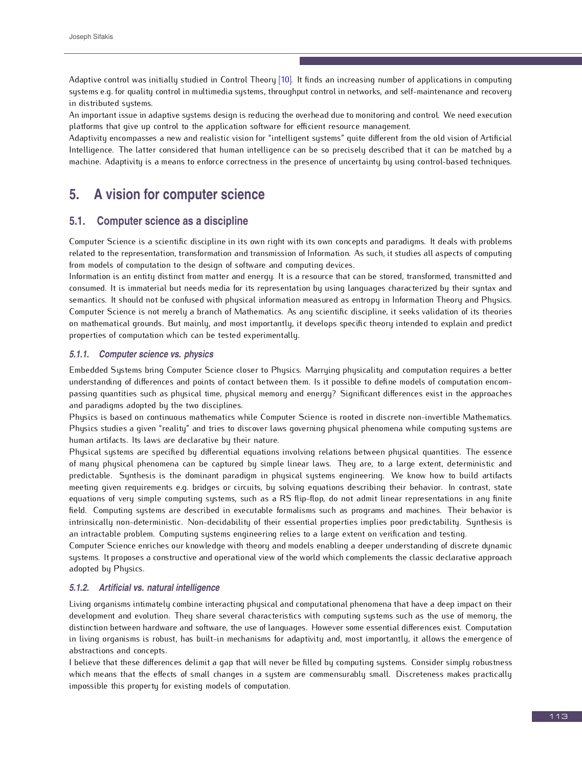Adaptive control was initially studied in Control Theory [10]. It finds an increasing number of applications in computing systems e.g. for quality control in multimedia systems, throughput control in networks, and self-maintenance and recovery in distributed systems.

An important issue in adaptive systems design is reducing the overhead due to monitoring and control. We need execution platforms that give up control to the application software for efficient resource management.

Adaptivity encompasses a new and realistic vision for "intelligent systems" quite different from the old vision of Artificial Intelligence. The latter considered that human intelligence can be so precisely described that it can be matched by a machine. Adaptivity is a means to enforce correctness in the presence of uncertainty by using control-based techniques.

# 5. A vision for computer science

## 5.1. Computer science as a discipline

Computer Science is a scientific discipline in its own right with its own concepts and paradigms. It deals with problems related to the representation, transformation and transmission of Information. As such, it studies all aspects of computing from models of computation to the design of software and computing devices.

Information is an entity distinct from matter and energy. It is a resource that can be stored, transformed, transmitted and consumed. It is immaterial but needs media for its representation by using languages characterized by their syntax and semantics. It should not be confused with physical information measured as entropy in Information Theory and Physics.

Computer Science is not merely a branch of Mathematics. As any scientific discipline, it seeks validation of its theories on mathematical grounds. But mainly, and most importantly, it develops specific theory intended to explain and predict properties of computation which can be tested experimentally.

### *5.1.1. Computer science vs. physics*

Embedded Systems bring Computer Science closer to Physics. Marrying physicality and computation requires a better understanding of differences and points of contact between them. Is it possible to define models of computation encompassing quantities such as physical time, physical memory and energy? Significant differences exist in the approaches and paradigms adopted by the two disciplines.

Physics is based on continuous mathematics while Computer Science is rooted in discrete non-invertible Mathematics. Physics studies a given "reality" and tries to discover laws governing physical phenomena while computing systems are human artifacts. Its laws are declarative by their nature.

Physical systems are specified by differential equations involving relations between physical quantities. The essence of many physical phenomena can be captured by simple linear laws. They are, to a large extent, deterministic and predictable. Synthesis is the dominant paradigm in physical systems engineering. We know how to build artifacts meeting given requirements e.g. bridges or circuits, by solving equations describing their behavior. In contrast, state equations of very simple computing systems, such as a RS flip-flop, do not admit linear representations in any finite field. Computing systems are described in executable formalisms such as programs and machines. Their behavior is intrinsically non-deterministic. Non-decidability of their essential properties implies poor predictability. Synthesis is an intractable problem. Computing systems engineering relies to a large extent on verification and testing.

Computer Science enriches our knowledge with theory and models enabling a deeper understanding of discrete dynamic systems. It proposes a constructive and operational view of the world which complements the classic declarative approach adopted by Physics.

### *5.1.2. Artificial vs. natural intelligence*

Living organisms intimately combine interacting physical and computational phenomena that have a deep impact on their development and evolution. They share several characteristics with computing systems such as the use of memory, the distinction between hardware and software, the use of languages. However some essential differences exist. Computation in living organisms is robust, has built-in mechanisms for adaptivity and, most importantly, it allows the emergence of abstractions and concepts.

I believe that these differences delimit a gap that will never be filled by computing systems. Consider simply robustness which means that the effects of small changes in a system are commensurably small. Discreteness makes practically impossible this property for existing models of computation.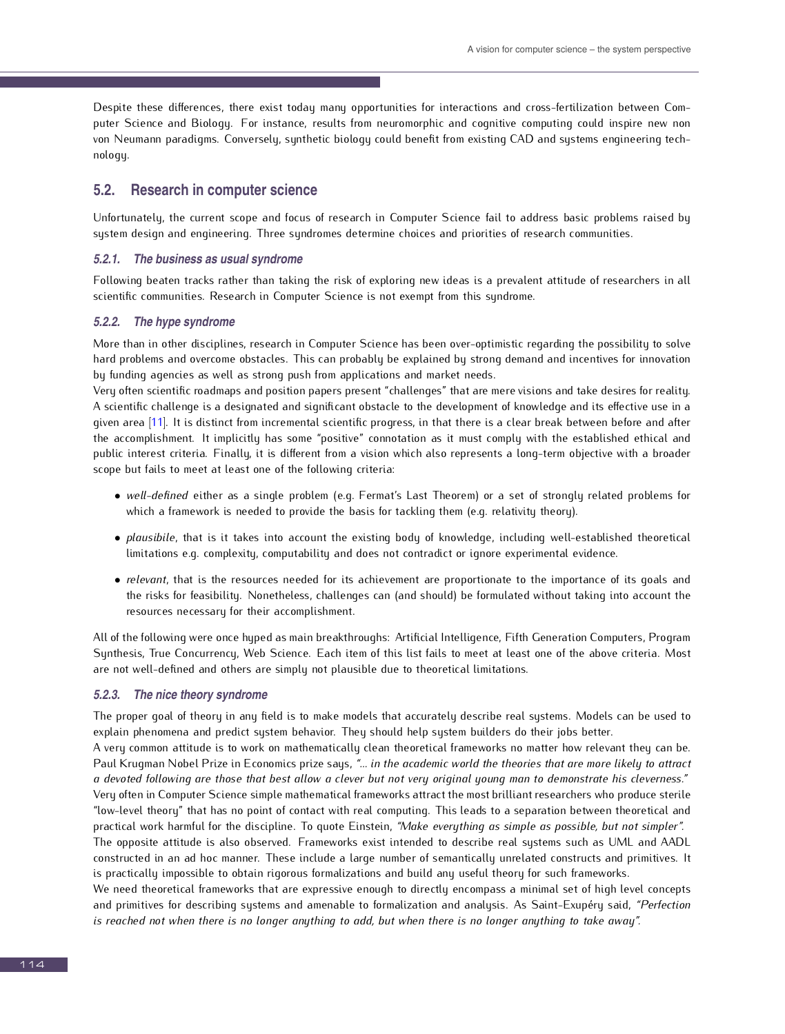Despite these differences, there exist today many opportunities for interactions and cross-fertilization between Computer Science and Biology. For instance, results from neuromorphic and cognitive computing could inspire new non von Neumann paradigms. Conversely, synthetic biology could benefit from existing CAD and systems engineering technology.

## 5.2. Research in computer science

Unfortunately, the current scope and focus of research in Computer Science fail to address basic problems raised by system design and engineering. Three syndromes determine choices and priorities of research communities.

### *5.2.1. The business as usual syndrome*

Following beaten tracks rather than taking the risk of exploring new ideas is a prevalent attitude of researchers in all scientific communities. Research in Computer Science is not exempt from this syndrome.

### *5.2.2. The hype syndrome*

More than in other disciplines, research in Computer Science has been over-optimistic regarding the possibility to solve hard problems and overcome obstacles. This can probably be explained by strong demand and incentives for innovation by funding agencies as well as strong push from applications and market needs.

Very often scientific roadmaps and position papers present "challenges" that are mere visions and take desires for reality. A scientific challenge is a designated and significant obstacle to the development of knowledge and its effective use in a given area [11]. It is distinct from incremental scientific progress, in that there is a clear break between before and after the accomplishment. It implicitly has some "positive" connotation as it must comply with the established ethical and public interest criteria. Finally, it is different from a vision which also represents a long-term objective with a broader scope but fails to meet at least one of the following criteria:

- *well-defined* either as a single problem (e.g. Fermat's Last Theorem) or a set of strongly related problems for which a framework is needed to provide the basis for tackling them (e.g. relativity theory).
- *plausibile*, that is it takes into account the existing body of knowledge, including well-established theoretical limitations e.g. complexity, computability and does not contradict or ignore experimental evidence.
- *relevant*, that is the resources needed for its achievement are proportionate to the importance of its goals and the risks for feasibility. Nonetheless, challenges can (and should) be formulated without taking into account the resources necessary for their accomplishment.

All of the following were once hyped as main breakthroughs: Artificial Intelligence, Fifth Generation Computers, Program Synthesis, True Concurrency, Web Science. Each item of this list fails to meet at least one of the above criteria. Most are not well-defined and others are simply not plausible due to theoretical limitations.

### *5.2.3. The nice theory syndrome*

The proper goal of theory in any field is to make models that accurately describe real systems. Models can be used to explain phenomena and predict system behavior. They should help system builders do their jobs better.

A very common attitude is to work on mathematically clean theoretical frameworks no matter how relevant they can be. Paul Krugman Nobel Prize in Economics prize says, *"... in the academic world the theories that are more likely to attract a devoted following are those that best allow a clever but not very original young man to demonstrate his cleverness."*

Very often in Computer Science simple mathematical frameworks attract the most brilliant researchers who produce sterile "low-level theory" that has no point of contact with real computing. This leads to a separation between theoretical and practical work harmful for the discipline. To quote Einstein, *"Make everything as simple as possible, but not simpler"*.

The opposite attitude is also observed. Frameworks exist intended to describe real systems such as UML and AADL constructed in an ad hoc manner. These include a large number of semantically unrelated constructs and primitives. It is practically impossible to obtain rigorous formalizations and build any useful theory for such frameworks.

We need theoretical frameworks that are expressive enough to directly encompass a minimal set of high level concepts and primitives for describing systems and amenable to formalization and analysis. As Saint-Exupéry said, *"Perfection is reached not when there is no longer anything to add, but when there is no longer anything to take away"*.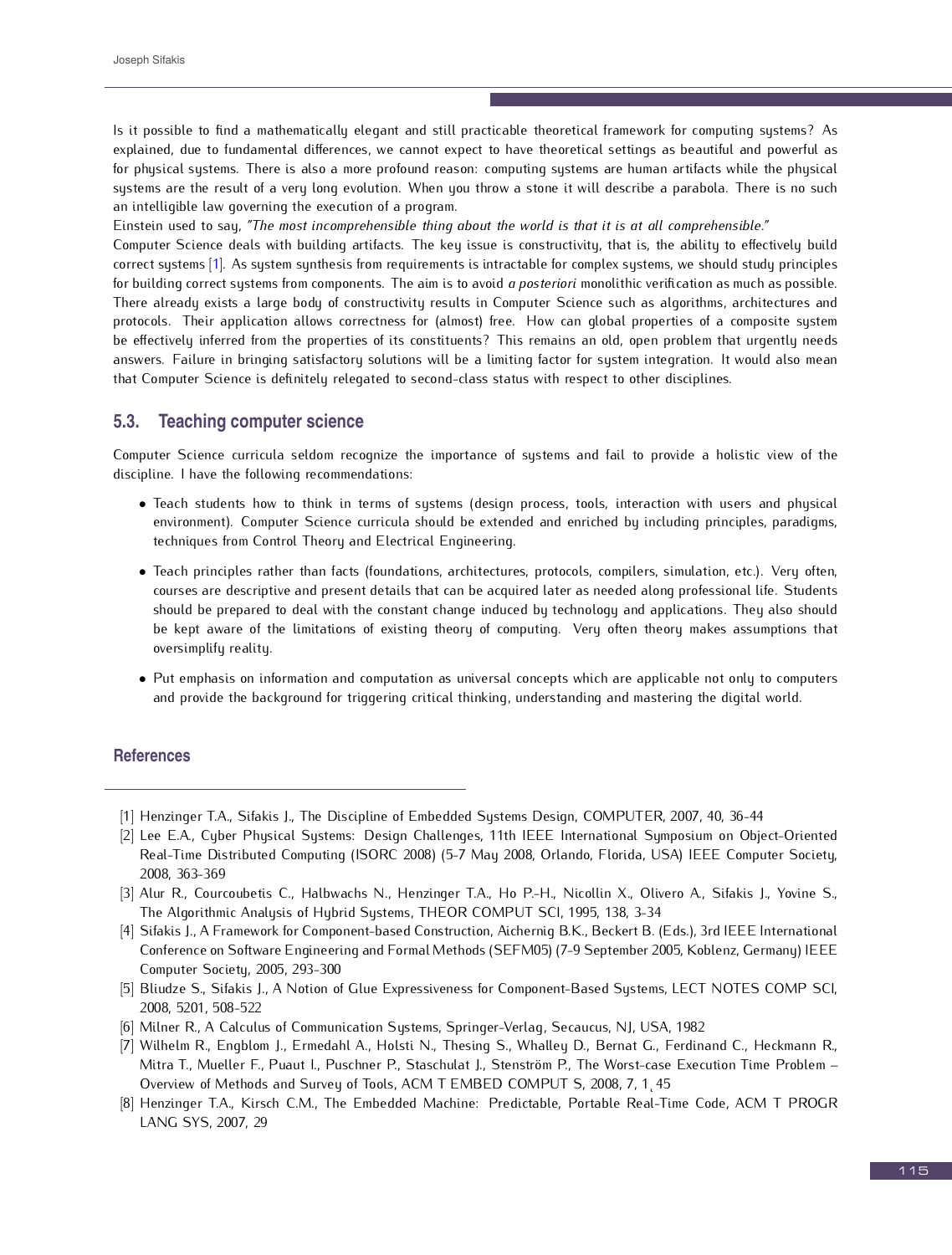Is it possible to find a mathematically elegant and still practicable theoretical framework for computing systems? As explained, due to fundamental differences, we cannot expect to have theoretical settings as beautiful and powerful as for physical systems. There is also a more profound reason: computing systems are human artifacts while the physical systems are the result of a very long evolution. When you throw a stone it will describe a parabola. There is no such an intelligible law governing the execution of a program.

Einstein used to say, *"The most incomprehensible thing about the world is that it is at all comprehensible."*

Computer Science deals with building artifacts. The key issue is constructivity, that is, the ability to effectively build correct systems [1]. As system synthesis from requirements is intractable for complex systems, we should study principles for building correct systems from components. The aim is to avoid *a posteriori* monolithic verification as much as possible. There already exists a large body of constructivity results in Computer Science such as algorithms, architectures and protocols. Their application allows correctness for (almost) free. How can global properties of a composite system be effectively inferred from the properties of its constituents? This remains an old, open problem that urgently needs answers. Failure in bringing satisfactory solutions will be a limiting factor for system integration. It would also mean that Computer Science is definitely relegated to second-class status with respect to other disciplines.

## 5.3. Teaching computer science

Computer Science curricula seldom recognize the importance of systems and fail to provide a holistic view of the discipline. I have the following recommendations:

- Teach students how to think in terms of systems (design process, tools, interaction with users and physical environment). Computer Science curricula should be extended and enriched by including principles, paradigms, techniques from Control Theory and Electrical Engineering.
- Teach principles rather than facts (foundations, architectures, protocols, compilers, simulation, etc.). Very often, courses are descriptive and present details that can be acquired later as needed along professional life. Students should be prepared to deal with the constant change induced by technology and applications. They also should be kept aware of the limitations of existing theory of computing. Very often theory makes assumptions that oversimplify reality.
- Put emphasis on information and computation as universal concepts which are applicable not only to computers and provide the background for triggering critical thinking, understanding and mastering the digital world.

## References

[1] Henzinger T.A., Sifakis J., The Discipline of Embedded Systems Design, COMPUTER, 2007, 40, 36-44

[2] Lee E.A., Cyber Physical Systems: Design Challenges, 11th IEEE International Symposium on Object-Oriented Real-Time Distributed Computing (ISORC 2008) (5-7 May 2008, Orlando, Florida, USA) IEEE Computer Society, 2008, 363-369

[3] Alur R., Courcoubetis C., Halbwachs N., Henzinger T.A., Ho P.-H., Nicollin X., Olivero A., Sifakis J., Yovine S., The Algorithmic Analysis of Hybrid Systems, THEOR COMPUT SCI, 1995, 138, 3-34

[4] Sifakis J., A Framework for Component-based Construction, Aichernig B.K., Beckert B. (Eds.), 3rd IEEE International Conference on Software Engineering and Formal Methods (SEFM05) (7-9 September 2005, Koblenz, Germany) IEEE Computer Society, 2005, 293-300

[5] Bliudze S., Sifakis J., A Notion of Glue Expressiveness for Component-Based Systems, LECT NOTES COMP SCI, 2008, 5201, 508-522

[6] Milner R., A Calculus of Communication Systems, Springer-Verlag, Secaucus, NJ, USA, 1982

[7] Wilhelm R., Engblom J., Ermedahl A., Holsti N., Thesing S., Whalley D., Bernat G., Ferdinand C., Heckmann R., Mitra T., Mueller F., Puaut I., Puschner P., Staschulat J., Stenström P., The Worst-case Execution Time Problem – Overview of Methods and Survey of Tools, ACM T EMBED COMPUT S, 2008, 7, 1¸45

[8] Henzinger T.A., Kirsch C.M., The Embedded Machine: Predictable, Portable Real-Time Code, ACM T PROGR LANG SYS, 2007, 29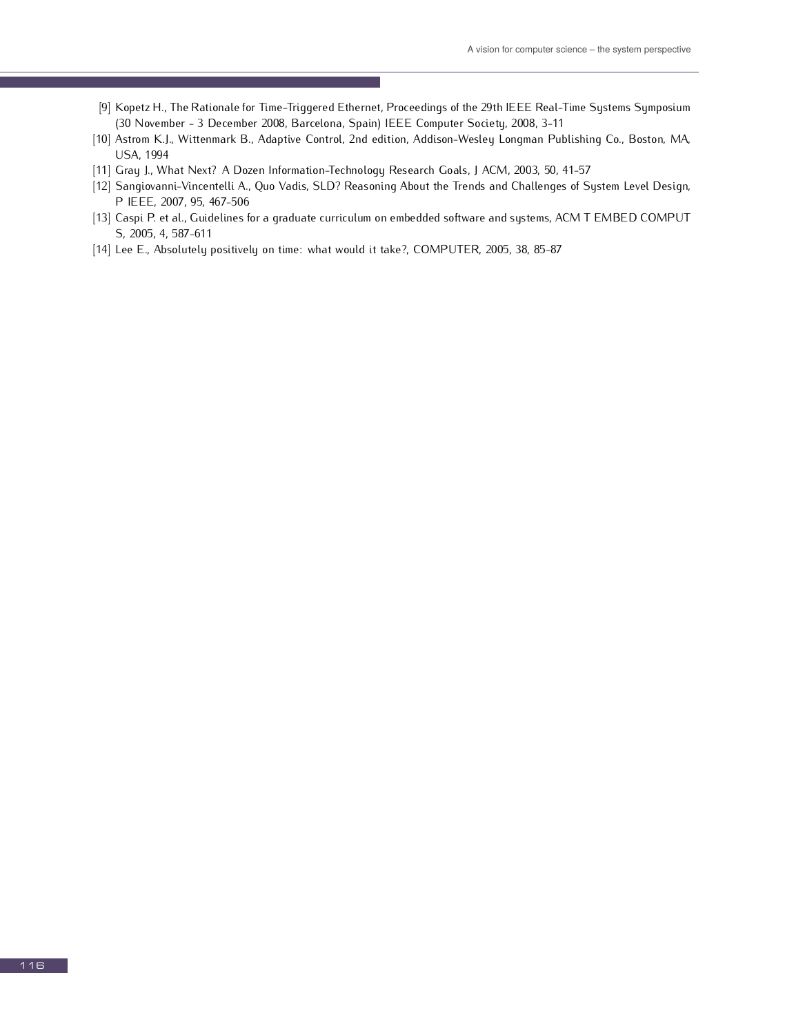[9] Kopetz H., The Rationale for Time-Triggered Ethernet, Proceedings of the 29th IEEE Real-Time Systems Symposium (30 November - 3 December 2008, Barcelona, Spain) IEEE Computer Society, 2008, 3-11

[10] Astrom K.J., Wittenmark B., Adaptive Control, 2nd edition, Addison-Wesley Longman Publishing Co., Boston, MA, USA, 1994

[11] Gray J., What Next? A Dozen Information-Technology Research Goals, J ACM, 2003, 50, 41-57

[12] Sangiovanni-Vincentelli A., Quo Vadis, SLD? Reasoning About the Trends and Challenges of System Level Design, P IEEE, 2007, 95, 467-506

[13] Caspi P. et al., Guidelines for a graduate curriculum on embedded software and systems, ACM T EMBED COMPUT S, 2005, 4, 587-611

[14] Lee E., Absolutely positively on time: what would it take?, COMPUTER, 2005, 38, 85-87